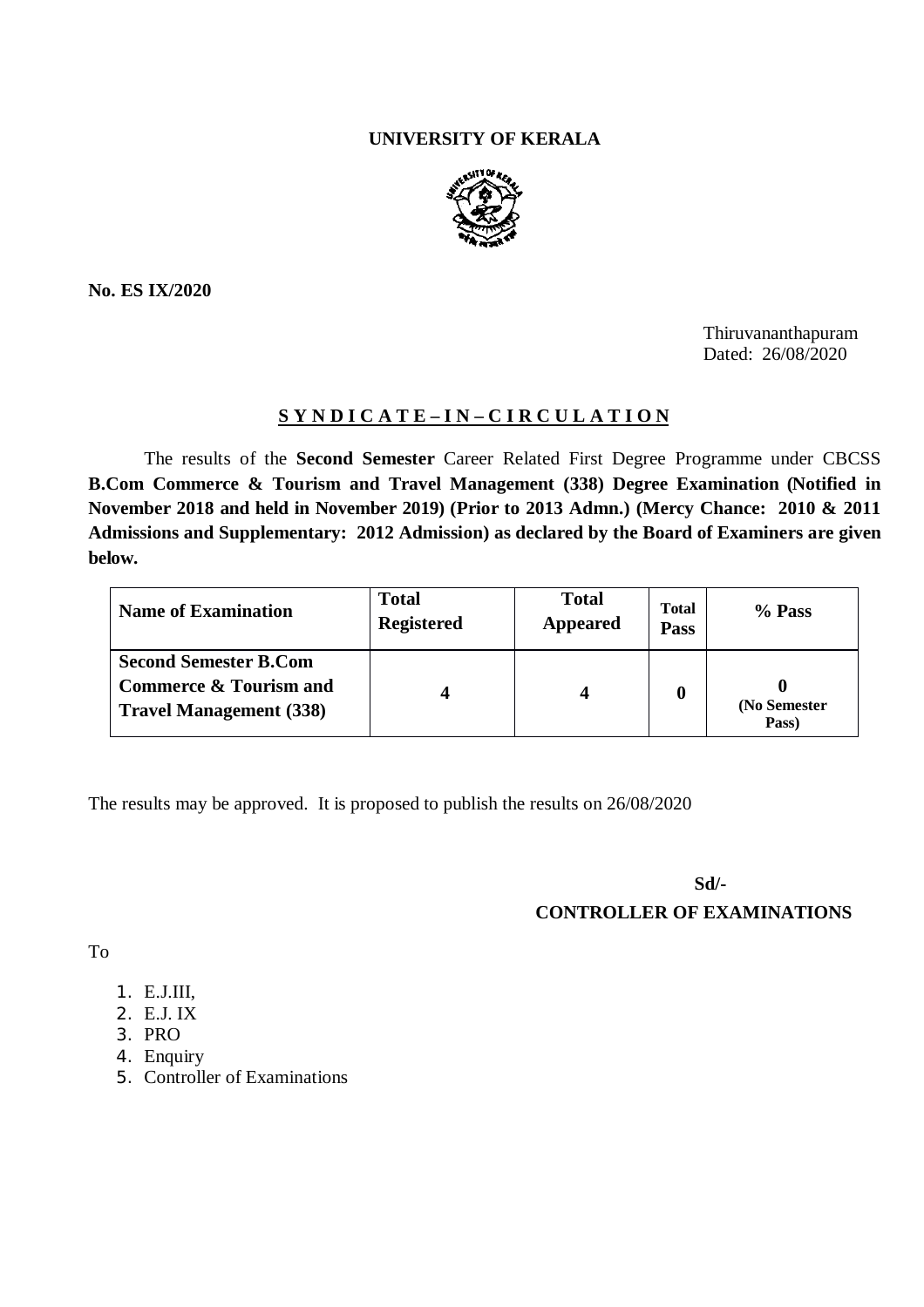**UNIVERSITY OF KERALA**

**No. ES IX/2020**

Thiruvananthapuram
Dated: 26/08/2020

**S Y N D I C A T E – I N – C I R C U L A T I O N**

The results of the **Second Semester** Career Related First Degree Programme under CBCSS **B.Com Commerce & Tourism and Travel Management (338) Degree Examination (Notified in November 2018 and held in November 2019) (Prior to 2013 Admn.) (Mercy Chance: 2010 & 2011 Admissions and Supplementary: 2012 Admission) as declared by the Board of Examiners are given below.**

| Name of Examination | Total Registered | Total Appeared | Total Pass | % Pass |
| --- | --- | --- | --- | --- |
| **Second Semester B.Com Commerce & Tourism and Travel Management (338)** | **4** | **4** | **0** | **0** **(No Semester Pass)** |

The results may be approved. It is proposed to publish the results on 26/08/2020

**Sd/-**
**CONTROLLER OF EXAMINATIONS**

To

1. E.J.III,
2. E.J. IX
3. PRO
4. Enquiry
5. Controller of Examinations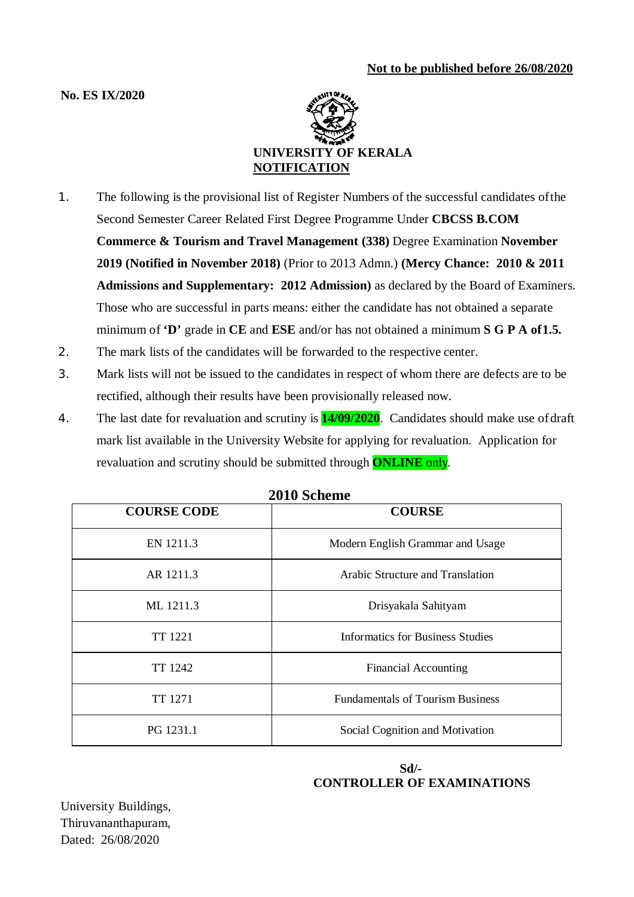**Not to be published before 26/08/2020**

**No. ES IX/2020**

**UNIVERSITY OF KERALA**

**NOTIFICATION**

1. The following is the provisional list of Register Numbers of the successful candidates of the Second Semester Career Related First Degree Programme Under **CBCSS B.COM Commerce & Tourism and Travel Management (338)** Degree Examination **November 2019 (Notified in November 2018)** (Prior to 2013 Admn.) **(Mercy Chance: 2010 & 2011 Admissions and Supplementary: 2012 Admission)** as declared by the Board of Examiners. Those who are successful in parts means: either the candidate has not obtained a separate minimum of **'D'** grade in **CE** and **ESE** and/or has not obtained a minimum **S G P A of 1.5.**
2. The mark lists of the candidates will be forwarded to the respective center.
3. Mark lists will not be issued to the candidates in respect of whom there are defects are to be rectified, although their results have been provisionally released now.
4. The last date for revaluation and scrutiny is **14/09/2020**. Candidates should make use of draft mark list available in the University Website for applying for revaluation. Application for revaluation and scrutiny should be submitted through **ONLINE** only.

**2010 Scheme**

| COURSE CODE | COURSE |
|---|---|
| EN 1211.3 | Modern English Grammar and Usage |
| AR 1211.3 | Arabic Structure and Translation |
| ML 1211.3 | Drisyakala Sahityam |
| TT 1221 | Informatics for Business Studies |
| TT 1242 | Financial Accounting |
| TT 1271 | Fundamentals of Tourism Business |
| PG 1231.1 | Social Cognition and Motivation |

**Sd/-**
**CONTROLLER OF EXAMINATIONS**

University Buildings,
Thiruvananthapuram,
Dated: 26/08/2020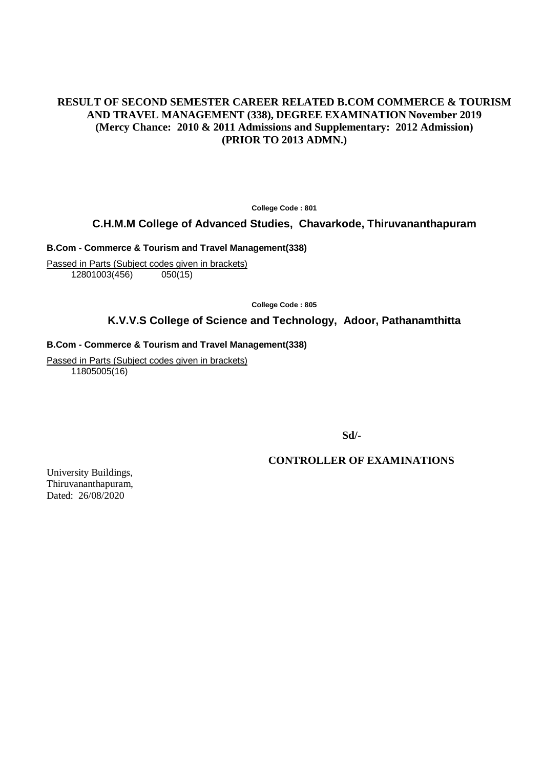**RESULT OF SECOND SEMESTER CAREER RELATED B.COM COMMERCE & TOURISM AND TRAVEL MANAGEMENT (338), DEGREE EXAMINATION November 2019**
**(Mercy Chance: 2010 & 2011 Admissions and Supplementary: 2012 Admission)**
**(PRIOR TO 2013 ADMN.)**

**College Code : 801**

## C.H.M.M College of Advanced Studies, Chavarkode, Thiruvananthapuram

**B.Com - Commerce & Tourism and Travel Management(338)**

Passed in Parts (Subject codes given in brackets)

12801003(456) 050(15)

**College Code : 805**

## K.V.V.S College of Science and Technology, Adoor, Pathanamthitta

**B.Com - Commerce & Tourism and Travel Management(338)**

Passed in Parts (Subject codes given in brackets)

11805005(16)

**Sd/-**

**CONTROLLER OF EXAMINATIONS**

University Buildings,
Thiruvananthapuram,
Dated: 26/08/2020